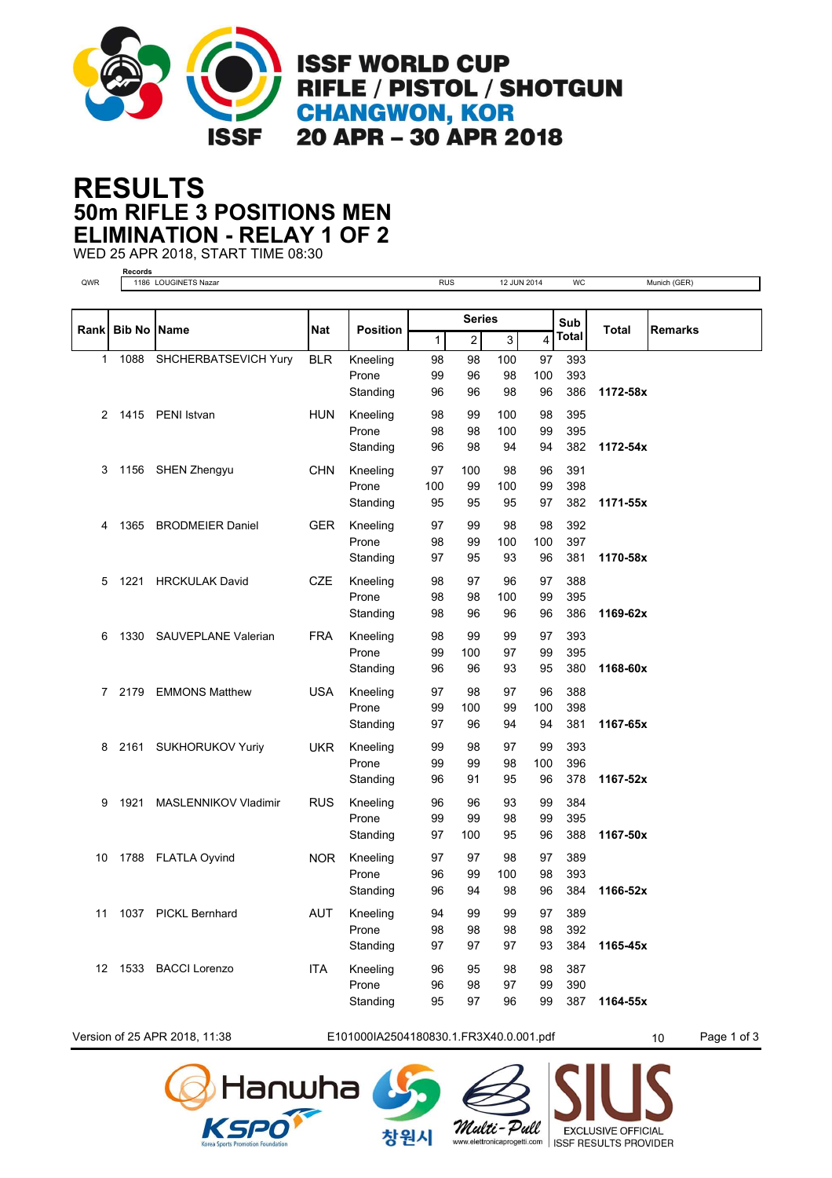# ISSF WORLD CUP
## RIFLE / PISTOL / SHOTGUN
## CHANGWON, KOR
## 20 APR – 30 APR 2018

# RESULTS
## 50m RIFLE 3 POSITIONS MEN
## ELIMINATION - RELAY 1 OF 2

WED 25 APR 2018, START TIME 08:30

**Records**

| | | | | |
|---|---|---|---|---|
| QWR | 1186 LOUGINETS Nazar | RUS | 12 JUN 2014 | WC | Munich (GER) |

| Rank | Bib No | Name | Nat | Position | Series 1 | 2 | 3 | 4 | Sub Total | Total | Remarks |
|---|---|---|---|---|---|---|---|---|---|---|---|
| 1 | 1088 | SHCHERBATSEVICH Yury | BLR | Kneeling | 98 | 98 | 100 | 97 | 393 | | |
| | | | | Prone | 99 | 96 | 98 | 100 | 393 | | |
| | | | | Standing | 96 | 96 | 98 | 96 | 386 | **1172-58x** | |
| 2 | 1415 | PENI Istvan | HUN | Kneeling | 98 | 99 | 100 | 98 | 395 | | |
| | | | | Prone | 98 | 98 | 100 | 99 | 395 | | |
| | | | | Standing | 96 | 98 | 94 | 94 | 382 | **1172-54x** | |
| 3 | 1156 | SHEN Zhengyu | CHN | Kneeling | 97 | 100 | 98 | 96 | 391 | | |
| | | | | Prone | 100 | 99 | 100 | 99 | 398 | | |
| | | | | Standing | 95 | 95 | 95 | 97 | 382 | **1171-55x** | |
| 4 | 1365 | BRODMEIER Daniel | GER | Kneeling | 97 | 99 | 98 | 98 | 392 | | |
| | | | | Prone | 98 | 99 | 100 | 100 | 397 | | |
| | | | | Standing | 97 | 95 | 93 | 96 | 381 | **1170-58x** | |
| 5 | 1221 | HRCKULAK David | CZE | Kneeling | 98 | 97 | 96 | 97 | 388 | | |
| | | | | Prone | 98 | 98 | 100 | 99 | 395 | | |
| | | | | Standing | 98 | 96 | 96 | 96 | 386 | **1169-62x** | |
| 6 | 1330 | SAUVEPLANE Valerian | FRA | Kneeling | 98 | 99 | 99 | 97 | 393 | | |
| | | | | Prone | 99 | 100 | 97 | 99 | 395 | | |
| | | | | Standing | 96 | 96 | 93 | 95 | 380 | **1168-60x** | |
| 7 | 2179 | EMMONS Matthew | USA | Kneeling | 97 | 98 | 97 | 96 | 388 | | |
| | | | | Prone | 99 | 100 | 99 | 100 | 398 | | |
| | | | | Standing | 97 | 96 | 94 | 94 | 381 | **1167-65x** | |
| 8 | 2161 | SUKHORUKOV Yuriy | UKR | Kneeling | 99 | 98 | 97 | 99 | 393 | | |
| | | | | Prone | 99 | 99 | 98 | 100 | 396 | | |
| | | | | Standing | 96 | 91 | 95 | 96 | 378 | **1167-52x** | |
| 9 | 1921 | MASLENNIKOV Vladimir | RUS | Kneeling | 96 | 96 | 93 | 99 | 384 | | |
| | | | | Prone | 99 | 99 | 98 | 99 | 395 | | |
| | | | | Standing | 97 | 100 | 95 | 96 | 388 | **1167-50x** | |
| 10 | 1788 | FLATLA Oyvind | NOR | Kneeling | 97 | 97 | 98 | 97 | 389 | | |
| | | | | Prone | 96 | 99 | 100 | 98 | 393 | | |
| | | | | Standing | 96 | 94 | 98 | 96 | 384 | **1166-52x** | |
| 11 | 1037 | PICKL Bernhard | AUT | Kneeling | 94 | 99 | 99 | 97 | 389 | | |
| | | | | Prone | 98 | 98 | 98 | 98 | 392 | | |
| | | | | Standing | 97 | 97 | 97 | 93 | 384 | **1165-45x** | |
| 12 | 1533 | BACCI Lorenzo | ITA | Kneeling | 96 | 95 | 98 | 98 | 387 | | |
| | | | | Prone | 96 | 98 | 97 | 99 | 390 | | |
| | | | | Standing | 95 | 97 | 96 | 99 | 387 | **1164-55x** | |

Version of 25 APR 2018, 11:38 E101000IA2504180830.1.FR3X40.0.001.pdf 10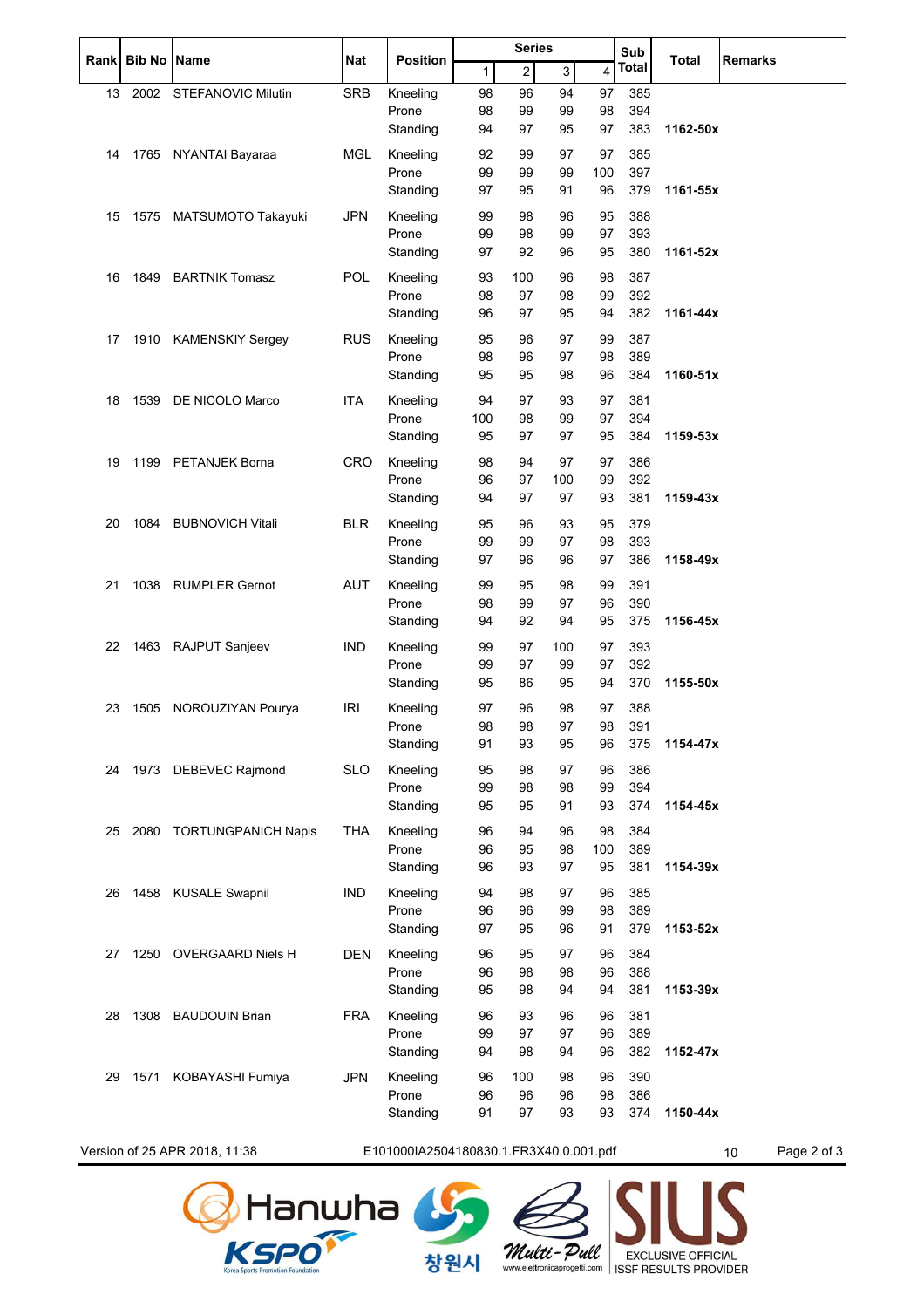| Rank | Bib No | Name | Nat | Position | Series | | | | Sub Total | Total | Remarks |
|---|---|---|---|---|---|---|---|---|---|---|---|
| | | | | | 1 | 2 | 3 | 4 | | | |
| 13 | 2002 | STEFANOVIC Milutin | SRB | Kneeling | 98 | 96 | 94 | 97 | 385 | | |
| | | | | Prone | 98 | 99 | 99 | 98 | 394 | | |
| | | | | Standing | 94 | 97 | 95 | 97 | 383 | **1162-50x** | |
| 14 | 1765 | NYANTAI Bayaraa | MGL | Kneeling | 92 | 99 | 97 | 97 | 385 | | |
| | | | | Prone | 99 | 99 | 99 | 100 | 397 | | |
| | | | | Standing | 97 | 95 | 91 | 96 | 379 | **1161-55x** | |
| 15 | 1575 | MATSUMOTO Takayuki | JPN | Kneeling | 99 | 98 | 96 | 95 | 388 | | |
| | | | | Prone | 99 | 98 | 99 | 97 | 393 | | |
| | | | | Standing | 97 | 92 | 96 | 95 | 380 | **1161-52x** | |
| 16 | 1849 | BARTNIK Tomasz | POL | Kneeling | 93 | 100 | 96 | 98 | 387 | | |
| | | | | Prone | 98 | 97 | 98 | 99 | 392 | | |
| | | | | Standing | 96 | 97 | 95 | 94 | 382 | **1161-44x** | |
| 17 | 1910 | KAMENSKIY Sergey | RUS | Kneeling | 95 | 96 | 97 | 99 | 387 | | |
| | | | | Prone | 98 | 96 | 97 | 98 | 389 | | |
| | | | | Standing | 95 | 95 | 98 | 96 | 384 | **1160-51x** | |
| 18 | 1539 | DE NICOLO Marco | ITA | Kneeling | 94 | 97 | 93 | 97 | 381 | | |
| | | | | Prone | 100 | 98 | 99 | 97 | 394 | | |
| | | | | Standing | 95 | 97 | 97 | 95 | 384 | **1159-53x** | |
| 19 | 1199 | PETANJEK Borna | CRO | Kneeling | 98 | 94 | 97 | 97 | 386 | | |
| | | | | Prone | 96 | 97 | 100 | 99 | 392 | | |
| | | | | Standing | 94 | 97 | 97 | 93 | 381 | **1159-43x** | |
| 20 | 1084 | BUBNOVICH Vitali | BLR | Kneeling | 95 | 96 | 93 | 95 | 379 | | |
| | | | | Prone | 99 | 99 | 97 | 98 | 393 | | |
| | | | | Standing | 97 | 96 | 96 | 97 | 386 | **1158-49x** | |
| 21 | 1038 | RUMPLER Gernot | AUT | Kneeling | 99 | 95 | 98 | 99 | 391 | | |
| | | | | Prone | 98 | 99 | 97 | 96 | 390 | | |
| | | | | Standing | 94 | 92 | 94 | 95 | 375 | **1156-45x** | |
| 22 | 1463 | RAJPUT Sanjeev | IND | Kneeling | 99 | 97 | 100 | 97 | 393 | | |
| | | | | Prone | 99 | 97 | 99 | 97 | 392 | | |
| | | | | Standing | 95 | 86 | 95 | 94 | 370 | **1155-50x** | |
| 23 | 1505 | NOROUZIYAN Pourya | IRI | Kneeling | 97 | 96 | 98 | 97 | 388 | | |
| | | | | Prone | 98 | 98 | 97 | 98 | 391 | | |
| | | | | Standing | 91 | 93 | 95 | 96 | 375 | **1154-47x** | |
| 24 | 1973 | DEBEVEC Rajmond | SLO | Kneeling | 95 | 98 | 97 | 96 | 386 | | |
| | | | | Prone | 99 | 98 | 98 | 99 | 394 | | |
| | | | | Standing | 95 | 95 | 91 | 93 | 374 | **1154-45x** | |
| 25 | 2080 | TORTUNGPANICH Napis | THA | Kneeling | 96 | 94 | 96 | 98 | 384 | | |
| | | | | Prone | 96 | 95 | 98 | 100 | 389 | | |
| | | | | Standing | 96 | 93 | 97 | 95 | 381 | **1154-39x** | |
| 26 | 1458 | KUSALE Swapnil | IND | Kneeling | 94 | 98 | 97 | 96 | 385 | | |
| | | | | Prone | 96 | 96 | 99 | 98 | 389 | | |
| | | | | Standing | 97 | 95 | 96 | 91 | 379 | **1153-52x** | |
| 27 | 1250 | OVERGAARD Niels H | DEN | Kneeling | 96 | 95 | 97 | 96 | 384 | | |
| | | | | Prone | 96 | 98 | 98 | 96 | 388 | | |
| | | | | Standing | 95 | 98 | 94 | 94 | 381 | **1153-39x** | |
| 28 | 1308 | BAUDOUIN Brian | FRA | Kneeling | 96 | 93 | 96 | 96 | 381 | | |
| | | | | Prone | 99 | 97 | 97 | 96 | 389 | | |
| | | | | Standing | 94 | 98 | 94 | 96 | 382 | **1152-47x** | |
| 29 | 1571 | KOBAYASHI Fumiya | JPN | Kneeling | 96 | 100 | 98 | 96 | 390 | | |
| | | | | Prone | 96 | 96 | 96 | 98 | 386 | | |
| | | | | Standing | 91 | 97 | 93 | 93 | 374 | **1150-44x** | |

Version of 25 APR 2018, 11:38 E101000IA2504180830.1.FR3X40.0.001.pdf 10

Hanwha KSPO Korea Sports Promotion Foundation 창원시 Multi-Pull www.elettronicaprogetti.com SIUS EXCLUSIVE OFFICIAL ISSF RESULTS PROVIDER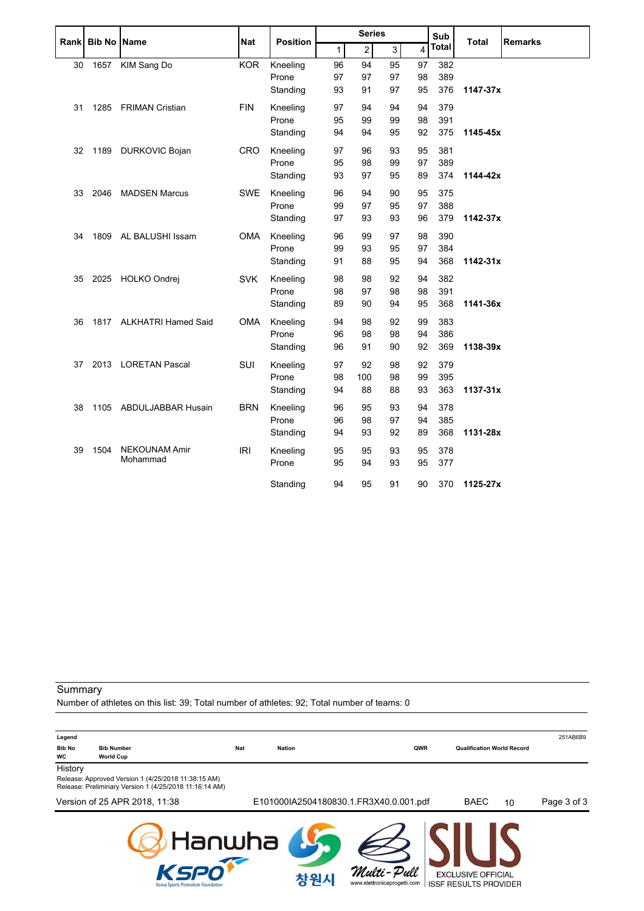| Rank | Bib No | Name | Nat | Position | Series | | | | Sub Total | Total | Remarks |
|---|---|---|---|---|---|---|---|---|---|---|---|
| | | | | | 1 | 2 | 3 | 4 | | | |
| 30 | 1657 | KIM Sang Do | KOR | Kneeling | 96 | 94 | 95 | 97 | 382 | | |
| | | | | Prone | 97 | 97 | 97 | 98 | 389 | | |
| | | | | Standing | 93 | 91 | 97 | 95 | 376 | **1147-37x** | |
| 31 | 1285 | FRIMAN Cristian | FIN | Kneeling | 97 | 94 | 94 | 94 | 379 | | |
| | | | | Prone | 95 | 99 | 99 | 98 | 391 | | |
| | | | | Standing | 94 | 94 | 95 | 92 | 375 | **1145-45x** | |
| 32 | 1189 | DURKOVIC Bojan | CRO | Kneeling | 97 | 96 | 93 | 95 | 381 | | |
| | | | | Prone | 95 | 98 | 99 | 97 | 389 | | |
| | | | | Standing | 93 | 97 | 95 | 89 | 374 | **1144-42x** | |
| 33 | 2046 | MADSEN Marcus | SWE | Kneeling | 96 | 94 | 90 | 95 | 375 | | |
| | | | | Prone | 99 | 97 | 95 | 97 | 388 | | |
| | | | | Standing | 97 | 93 | 93 | 96 | 379 | **1142-37x** | |
| 34 | 1809 | AL BALUSHI Issam | OMA | Kneeling | 96 | 99 | 97 | 98 | 390 | | |
| | | | | Prone | 99 | 93 | 95 | 97 | 384 | | |
| | | | | Standing | 91 | 88 | 95 | 94 | 368 | **1142-31x** | |
| 35 | 2025 | HOLKO Ondrej | SVK | Kneeling | 98 | 98 | 92 | 94 | 382 | | |
| | | | | Prone | 98 | 97 | 98 | 98 | 391 | | |
| | | | | Standing | 89 | 90 | 94 | 95 | 368 | **1141-36x** | |
| 36 | 1817 | ALKHATRI Hamed Said | OMA | Kneeling | 94 | 98 | 92 | 99 | 383 | | |
| | | | | Prone | 96 | 98 | 98 | 94 | 386 | | |
| | | | | Standing | 96 | 91 | 90 | 92 | 369 | **1138-39x** | |
| 37 | 2013 | LORETAN Pascal | SUI | Kneeling | 97 | 92 | 98 | 92 | 379 | | |
| | | | | Prone | 98 | 100 | 98 | 99 | 395 | | |
| | | | | Standing | 94 | 88 | 88 | 93 | 363 | **1137-31x** | |
| 38 | 1105 | ABDULJABBAR Husain | BRN | Kneeling | 96 | 95 | 93 | 94 | 378 | | |
| | | | | Prone | 96 | 98 | 97 | 94 | 385 | | |
| | | | | Standing | 94 | 93 | 92 | 89 | 368 | **1131-28x** | |
| 39 | 1504 | NEKOUNAM Amir Mohammad | IRI | Kneeling | 95 | 95 | 93 | 95 | 378 | | |
| | | | | Prone | 95 | 94 | 93 | 95 | 377 | | |
| | | | | Standing | 94 | 95 | 91 | 90 | 370 | **1125-27x** | |

Summary

Number of athletes on this list: 39; Total number of athletes: 92; Total number of teams: 0

**Legend** 251AB6B9

| | | | | | |
|---|---|---|---|---|---|
| **Bib No** | **Bib Number** | **Nat** | **Nation** | **QWR** | **Qualification World Record** |
| **WC** | **World Cup** | | | | |

History

Release: Approved Version 1 (4/25/2018 11:38:15 AM)
Release: Preliminary Version 1 (4/25/2018 11:16:14 AM)

Version of 25 APR 2018, 11:38 E101000IA2504180830.1.FR3X40.0.001.pdf BAEC 10

Hanwha KSPO Korea Sports Promotion Foundation 창원시 Multi-Pull www.elettronicaprogetti.com SIUS EXCLUSIVE OFFICIAL ISSF RESULTS PROVIDER